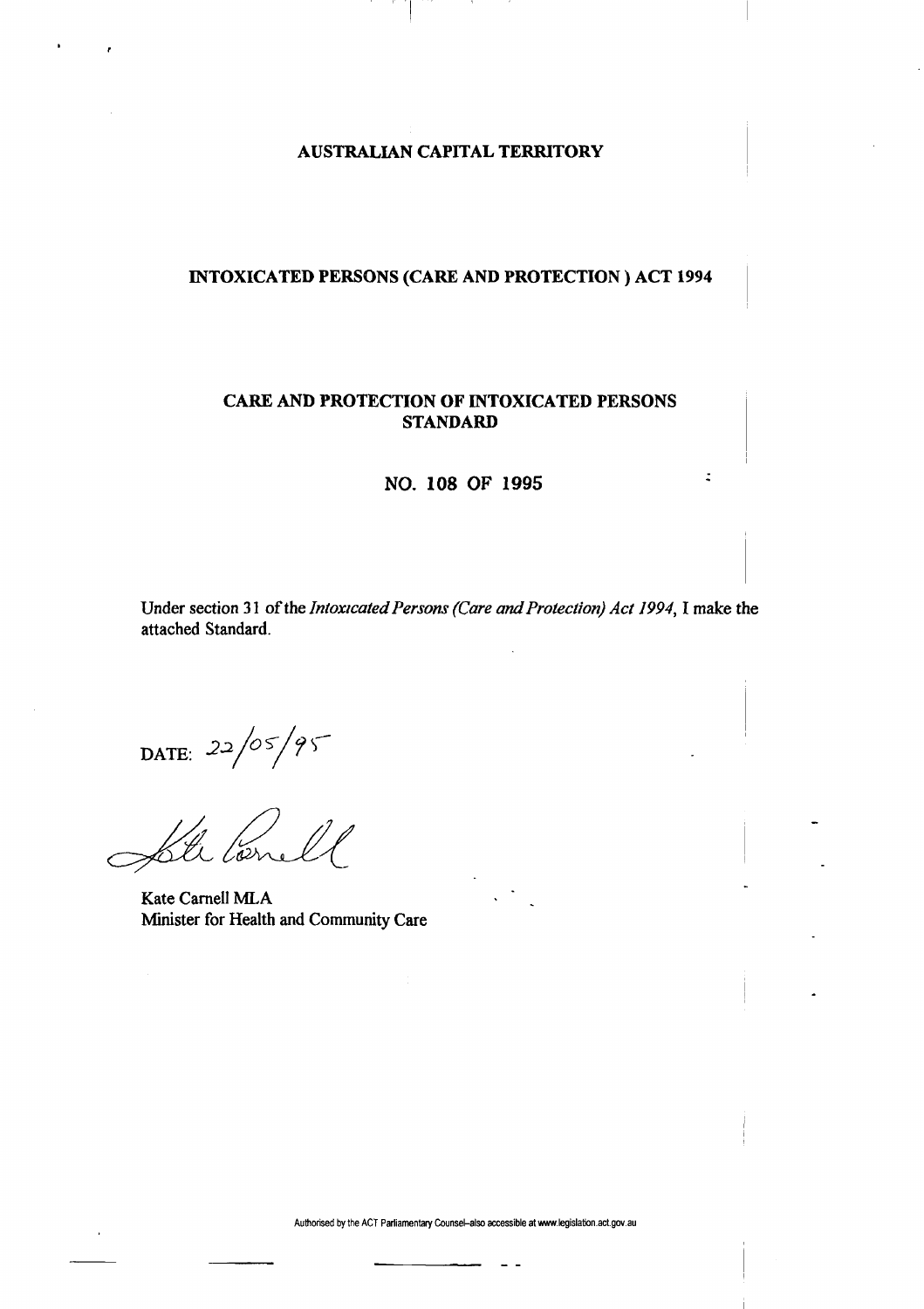# AUSTRALIAN CAPITAL TERRITORY

## INTOXICATED PERSONS (CARE AND PROTECTION ) ACT 1994

## CARE AND PROTECTION OF INTOXICATED PERSONS STANDARD

## NO. 108 OF 1995

Under section 31 of the *Intoxicated Persons (Care and Protection) Act 1994*, I make the attached Standard.

DATE: 22/05/95

Kate Carnell MLA
Minister for Health and Community Care

Authorised by the ACT Parliamentary Counsel–also accessible at www.legislation.act.gov.au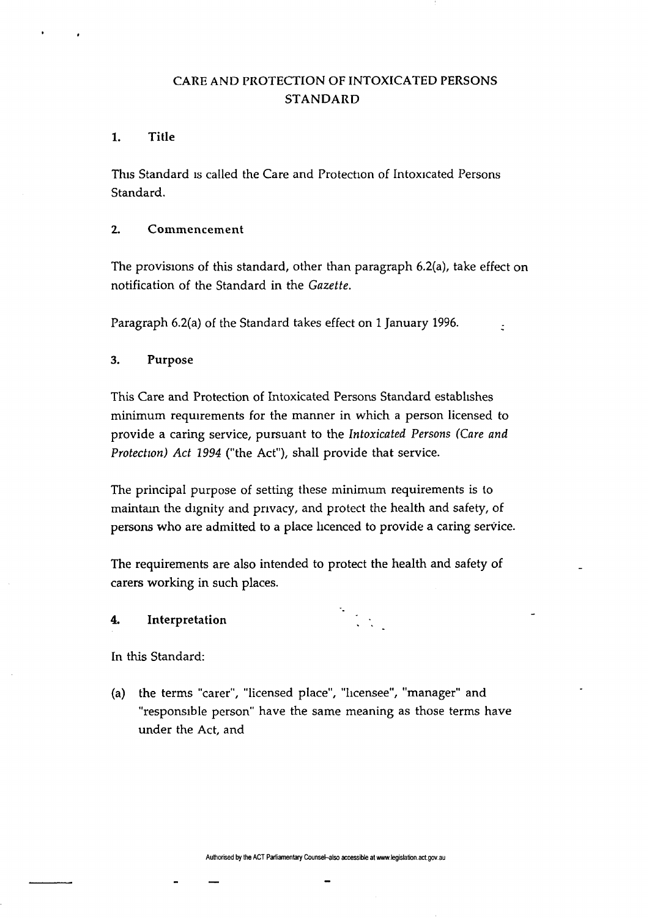# CARE AND PROTECTION OF INTOXICATED PERSONS STANDARD

## 1. Title

This Standard is called the Care and Protection of Intoxicated Persons Standard.

## 2. Commencement

The provisions of this standard, other than paragraph 6.2(a), take effect on notification of the Standard in the *Gazette*.

Paragraph 6.2(a) of the Standard takes effect on 1 January 1996.

## 3. Purpose

This Care and Protection of Intoxicated Persons Standard establishes minimum requirements for the manner in which a person licensed to provide a caring service, pursuant to the *Intoxicated Persons (Care and Protection) Act 1994* ("the Act"), shall provide that service.

The principal purpose of setting these minimum requirements is to maintain the dignity and privacy, and protect the health and safety, of persons who are admitted to a place licenced to provide a caring service.

The requirements are also intended to protect the health and safety of carers working in such places.

## 4. Interpretation

In this Standard:

(a) the terms "carer", "licensed place", "licensee", "manager" and "responsible person" have the same meaning as those terms have under the Act, and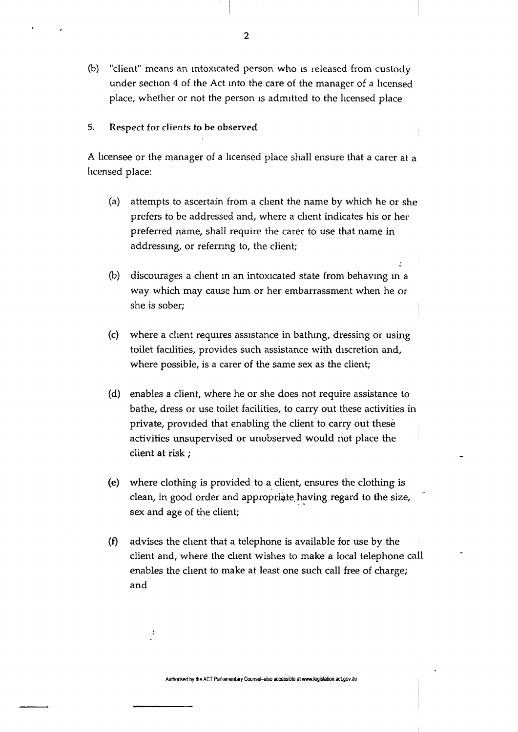(b) "client" means an intoxicated person who is released from custody under section 4 of the Act into the care of the manager of a licensed place, whether or not the person is admitted to the licensed place

### 5. Respect for clients to be observed

A licensee or the manager of a licensed place shall ensure that a carer at a licensed place:

(a) attempts to ascertain from a client the name by which he or she prefers to be addressed and, where a client indicates his or her preferred name, shall require the carer to use that name in addressing, or referring to, the client;

(b) discourages a client in an intoxicated state from behaving in a way which may cause him or her embarrassment when he or she is sober;

(c) where a client requires assistance in bathing, dressing or using toilet facilities, provides such assistance with discretion and, where possible, is a carer of the same sex as the client;

(d) enables a client, where he or she does not require assistance to bathe, dress or use toilet facilities, to carry out these activities in private, provided that enabling the client to carry out these activities unsupervised or unobserved would not place the client at risk ;

(e) where clothing is provided to a client, ensures the clothing is clean, in good order and appropriate having regard to the size, sex and age of the client;

(f) advises the client that a telephone is available for use by the client and, where the client wishes to make a local telephone call enables the client to make at least one such call free of charge; and

Authorised by the ACT Parliamentary Counsel–also accessible at www.legislation.act.gov.au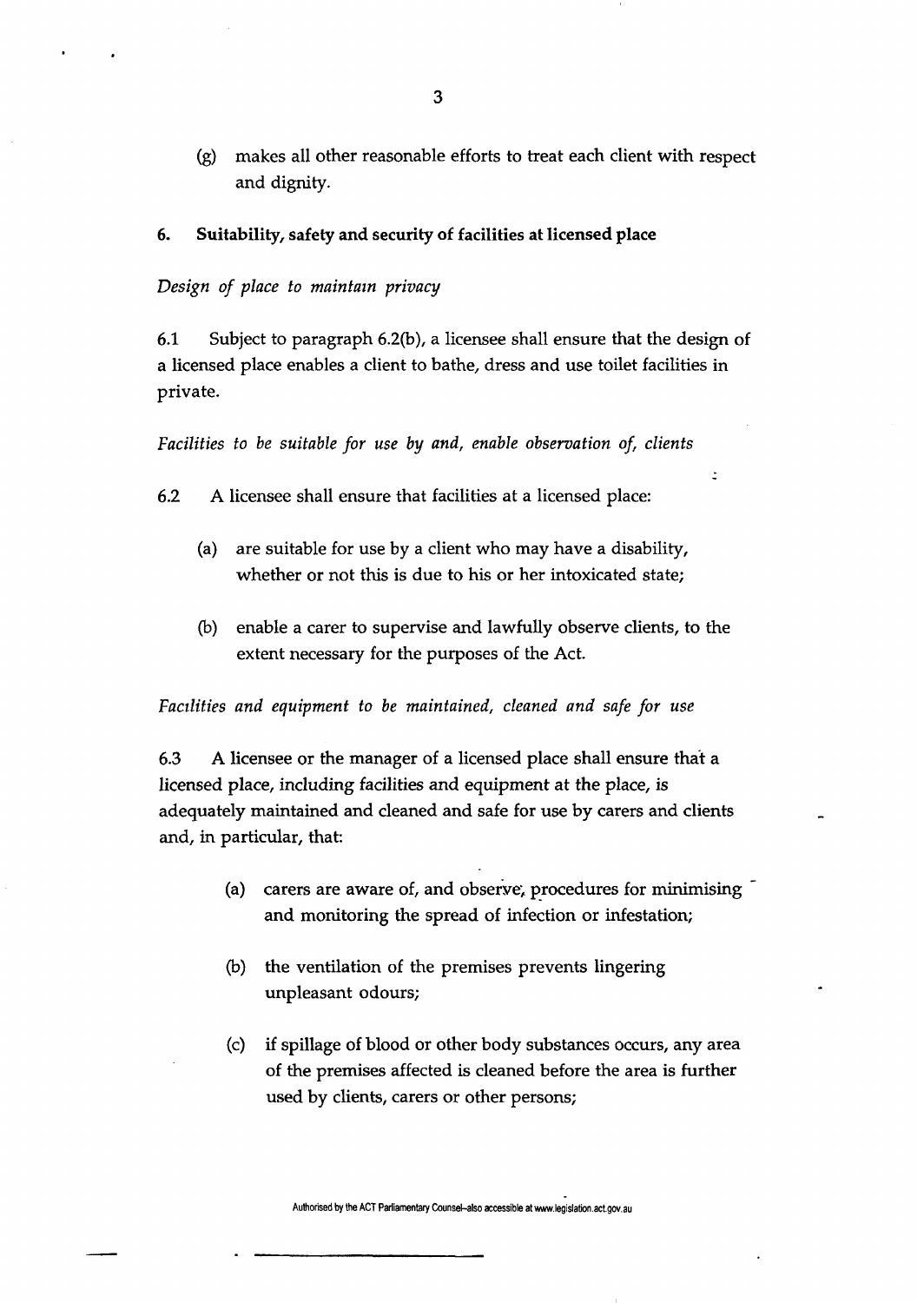(g) makes all other reasonable efforts to treat each client with respect and dignity.

## 6. Suitability, safety and security of facilities at licensed place

*Design of place to maintain privacy*

6.1 Subject to paragraph 6.2(b), a licensee shall ensure that the design of a licensed place enables a client to bathe, dress and use toilet facilities in private.

*Facilities to be suitable for use by and, enable observation of, clients*

6.2 A licensee shall ensure that facilities at a licensed place:

(a) are suitable for use by a client who may have a disability, whether or not this is due to his or her intoxicated state;

(b) enable a carer to supervise and lawfully observe clients, to the extent necessary for the purposes of the Act.

*Facilities and equipment to be maintained, cleaned and safe for use*

6.3 A licensee or the manager of a licensed place shall ensure that a licensed place, including facilities and equipment at the place, is adequately maintained and cleaned and safe for use by carers and clients and, in particular, that:

(a) carers are aware of, and observe, procedures for minimising and monitoring the spread of infection or infestation;

(b) the ventilation of the premises prevents lingering unpleasant odours;

(c) if spillage of blood or other body substances occurs, any area of the premises affected is cleaned before the area is further used by clients, carers or other persons;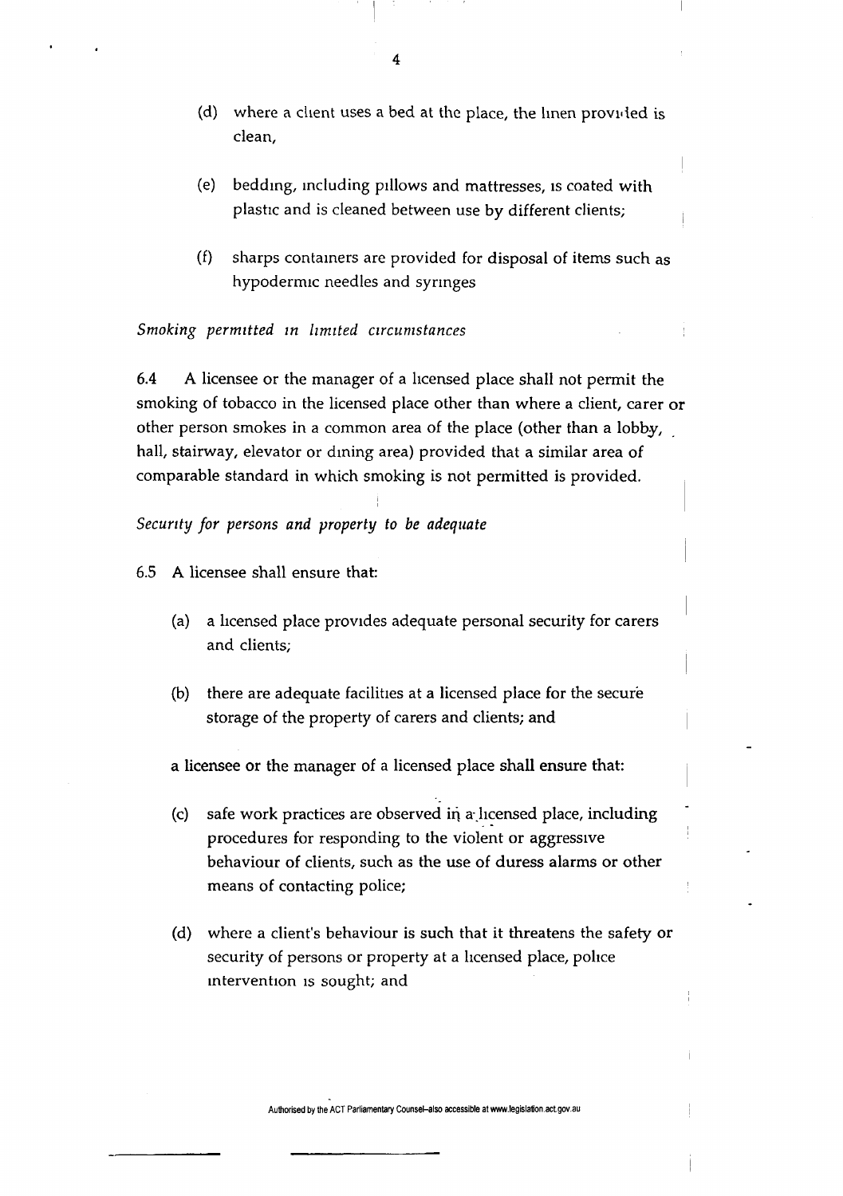(d) where a client uses a bed at the place, the linen provided is clean,

(e) bedding, including pillows and mattresses, is coated with plastic and is cleaned between use by different clients;

(f) sharps containers are provided for disposal of items such as hypodermic needles and syringes

*Smoking permitted in limited circumstances*

6.4 A licensee or the manager of a licensed place shall not permit the smoking of tobacco in the licensed place other than where a client, carer or other person smokes in a common area of the place (other than a lobby, hall, stairway, elevator or dining area) provided that a similar area of comparable standard in which smoking is not permitted is provided.

*Security for persons and property to be adequate*

6.5 A licensee shall ensure that:

(a) a licensed place provides adequate personal security for carers and clients;

(b) there are adequate facilities at a licensed place for the secure storage of the property of carers and clients; and

a licensee or the manager of a licensed place shall ensure that:

(c) safe work practices are observed in a licensed place, including procedures for responding to the violent or aggressive behaviour of clients, such as the use of duress alarms or other means of contacting police;

(d) where a client's behaviour is such that it threatens the safety or security of persons or property at a licensed place, police intervention is sought; and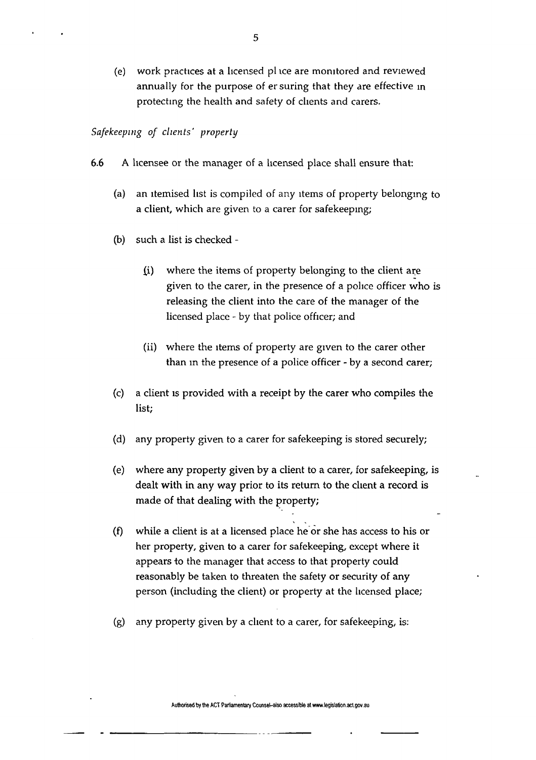(e) work practices at a licensed place are monitored and reviewed annually for the purpose of ensuring that they are effective in protecting the health and safety of clients and carers.

*Safekeeping of clients' property*

6.6 A licensee or the manager of a licensed place shall ensure that:

(a) an itemised list is compiled of any items of property belonging to a client, which are given to a carer for safekeeping;

(b) such a list is checked -

(i) where the items of property belonging to the client are given to the carer, in the presence of a police officer who is releasing the client into the care of the manager of the licensed place - by that police officer; and

(ii) where the items of property are given to the carer other than in the presence of a police officer - by a second carer;

(c) a client is provided with a receipt by the carer who compiles the list;

(d) any property given to a carer for safekeeping is stored securely;

(e) where any property given by a client to a carer, for safekeeping, is dealt with in any way prior to its return to the client a record is made of that dealing with the property;

(f) while a client is at a licensed place he or she has access to his or her property, given to a carer for safekeeping, except where it appears to the manager that access to that property could reasonably be taken to threaten the safety or security of any person (including the client) or property at the licensed place;

(g) any property given by a client to a carer, for safekeeping, is: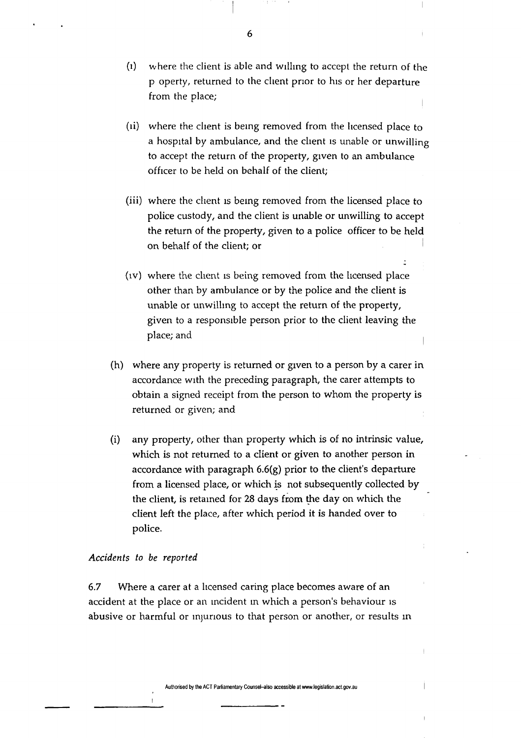(i) where the client is able and willing to accept the return of the p operty, returned to the client prior to his or her departure from the place;

(ii) where the client is being removed from the licensed place to a hospital by ambulance, and the client is unable or unwilling to accept the return of the property, given to an ambulance officer to be held on behalf of the client;

(iii) where the client is being removed from the licensed place to police custody, and the client is unable or unwilling to accept the return of the property, given to a police officer to be held on behalf of the client; or

(iv) where the client is being removed from the licensed place other than by ambulance or by the police and the client is unable or unwilling to accept the return of the property, given to a responsible person prior to the client leaving the place; and

(h) where any property is returned or given to a person by a carer in accordance with the preceding paragraph, the carer attempts to obtain a signed receipt from the person to whom the property is returned or given; and

(i) any property, other than property which is of no intrinsic value, which is not returned to a client or given to another person in accordance with paragraph 6.6(g) prior to the client's departure from a licensed place, or which is not subsequently collected by the client, is retained for 28 days from the day on which the client left the place, after which period it is handed over to police.

*Accidents to be reported*

6.7 Where a carer at a licensed caring place becomes aware of an accident at the place or an incident in which a person's behaviour is abusive or harmful or injurious to that person or another, or results in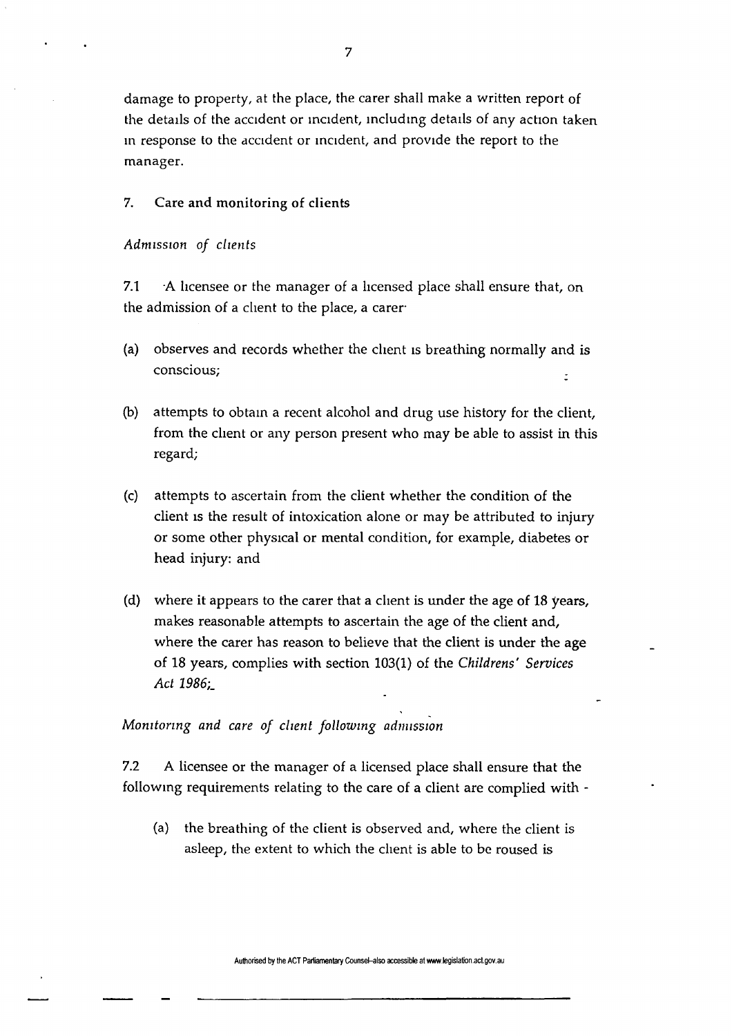damage to property, at the place, the carer shall make a written report of the details of the accident or incident, including details of any action taken in response to the accident or incident, and provide the report to the manager.

## 7. Care and monitoring of clients

*Admission of clients*

7.1 A licensee or the manager of a licensed place shall ensure that, on the admission of a client to the place, a carer

(a) observes and records whether the client is breathing normally and is conscious;

(b) attempts to obtain a recent alcohol and drug use history for the client, from the client or any person present who may be able to assist in this regard;

(c) attempts to ascertain from the client whether the condition of the client is the result of intoxication alone or may be attributed to injury or some other physical or mental condition, for example, diabetes or head injury: and

(d) where it appears to the carer that a client is under the age of 18 years, makes reasonable attempts to ascertain the age of the client and, where the carer has reason to believe that the client is under the age of 18 years, complies with section 103(1) of the *Childrens' Services Act 1986*;

*Monitoring and care of client following admission*

7.2 A licensee or the manager of a licensed place shall ensure that the following requirements relating to the care of a client are complied with -

(a) the breathing of the client is observed and, where the client is asleep, the extent to which the client is able to be roused is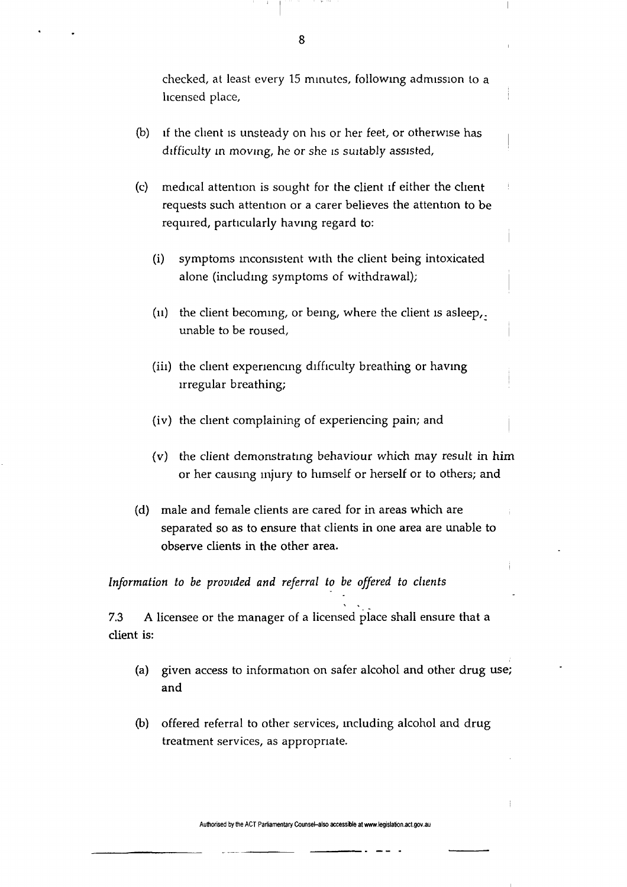checked, at least every 15 minutes, following admission to a licensed place,

(b) if the client is unsteady on his or her feet, or otherwise has difficulty in moving, he or she is suitably assisted,

(c) medical attention is sought for the client if either the client requests such attention or a carer believes the attention to be required, particularly having regard to:

  (i) symptoms inconsistent with the client being intoxicated alone (including symptoms of withdrawal);

  (ii) the client becoming, or being, where the client is asleep, unable to be roused,

  (iii) the client experiencing difficulty breathing or having irregular breathing;

  (iv) the client complaining of experiencing pain; and

  (v) the client demonstrating behaviour which may result in him or her causing injury to himself or herself or to others; and

(d) male and female clients are cared for in areas which are separated so as to ensure that clients in one area are unable to observe clients in the other area.

*Information to be provided and referral to be offered to clients*

7.3 A licensee or the manager of a licensed place shall ensure that a client is:

(a) given access to information on safer alcohol and other drug use; and

(b) offered referral to other services, including alcohol and drug treatment services, as appropriate.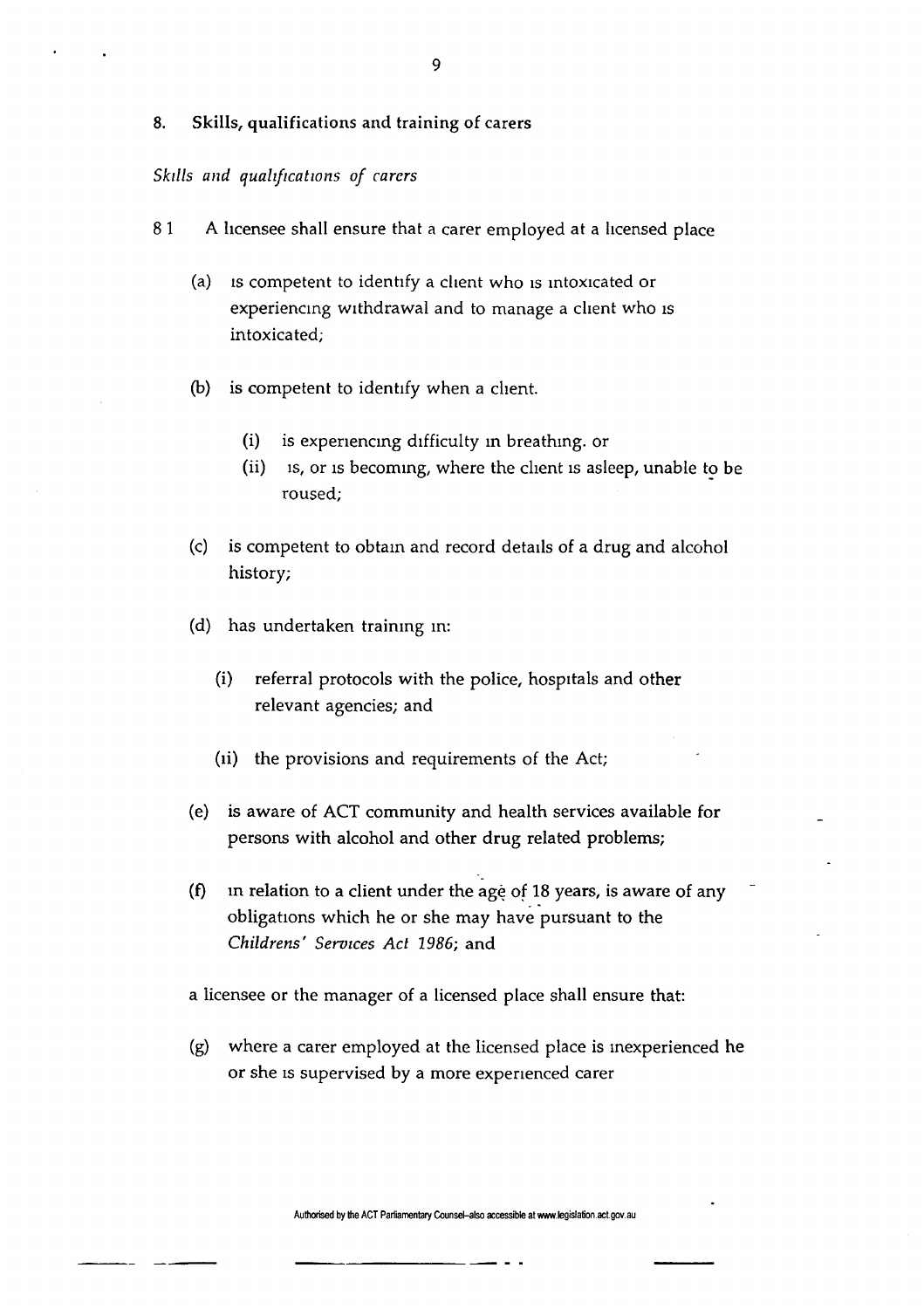## 8. Skills, qualifications and training of carers

*Skills and qualifications of carers*

8.1 A licensee shall ensure that a carer employed at a licensed place

(a) is competent to identify a client who is intoxicated or experiencing withdrawal and to manage a client who is intoxicated;

(b) is competent to identify when a client.

  (i) is experiencing difficulty in breathing. or
  (ii) is, or is becoming, where the client is asleep, unable to be roused;

(c) is competent to obtain and record details of a drug and alcohol history;

(d) has undertaken training in:

  (i) referral protocols with the police, hospitals and other relevant agencies; and

  (ii) the provisions and requirements of the Act;

(e) is aware of ACT community and health services available for persons with alcohol and other drug related problems;

(f) in relation to a client under the age of 18 years, is aware of any obligations which he or she may have pursuant to the *Childrens' Services Act 1986*; and

a licensee or the manager of a licensed place shall ensure that:

(g) where a carer employed at the licensed place is inexperienced he or she is supervised by a more experienced carer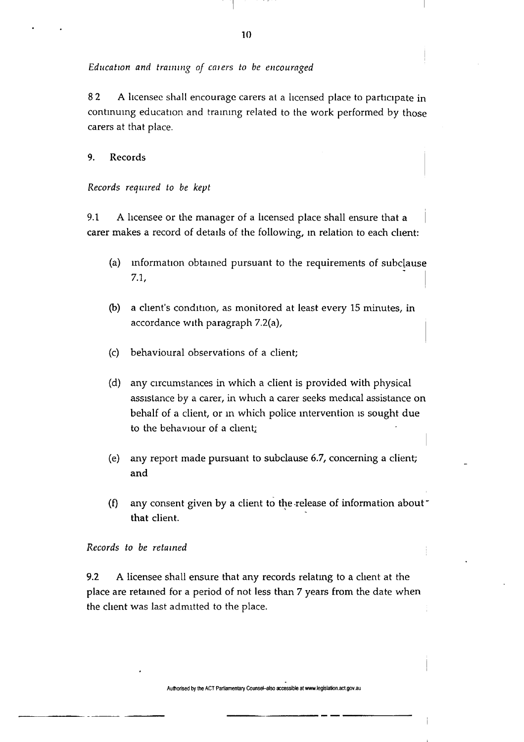*Education and training of carers to be encouraged*

8.2 A licensee shall encourage carers at a licensed place to participate in continuing education and training related to the work performed by those carers at that place.

## 9. Records

*Records required to be kept*

9.1 A licensee or the manager of a licensed place shall ensure that a carer makes a record of details of the following, in relation to each client:

(a) information obtained pursuant to the requirements of subclause 7.1,

(b) a client's condition, as monitored at least every 15 minutes, in accordance with paragraph 7.2(a),

(c) behavioural observations of a client;

(d) any circumstances in which a client is provided with physical assistance by a carer, in which a carer seeks medical assistance on behalf of a client, or in which police intervention is sought due to the behaviour of a client;

(e) any report made pursuant to subclause 6.7, concerning a client; and

(f) any consent given by a client to the release of information about that client.

*Records to be retained*

9.2 A licensee shall ensure that any records relating to a client at the place are retained for a period of not less than 7 years from the date when the client was last admitted to the place.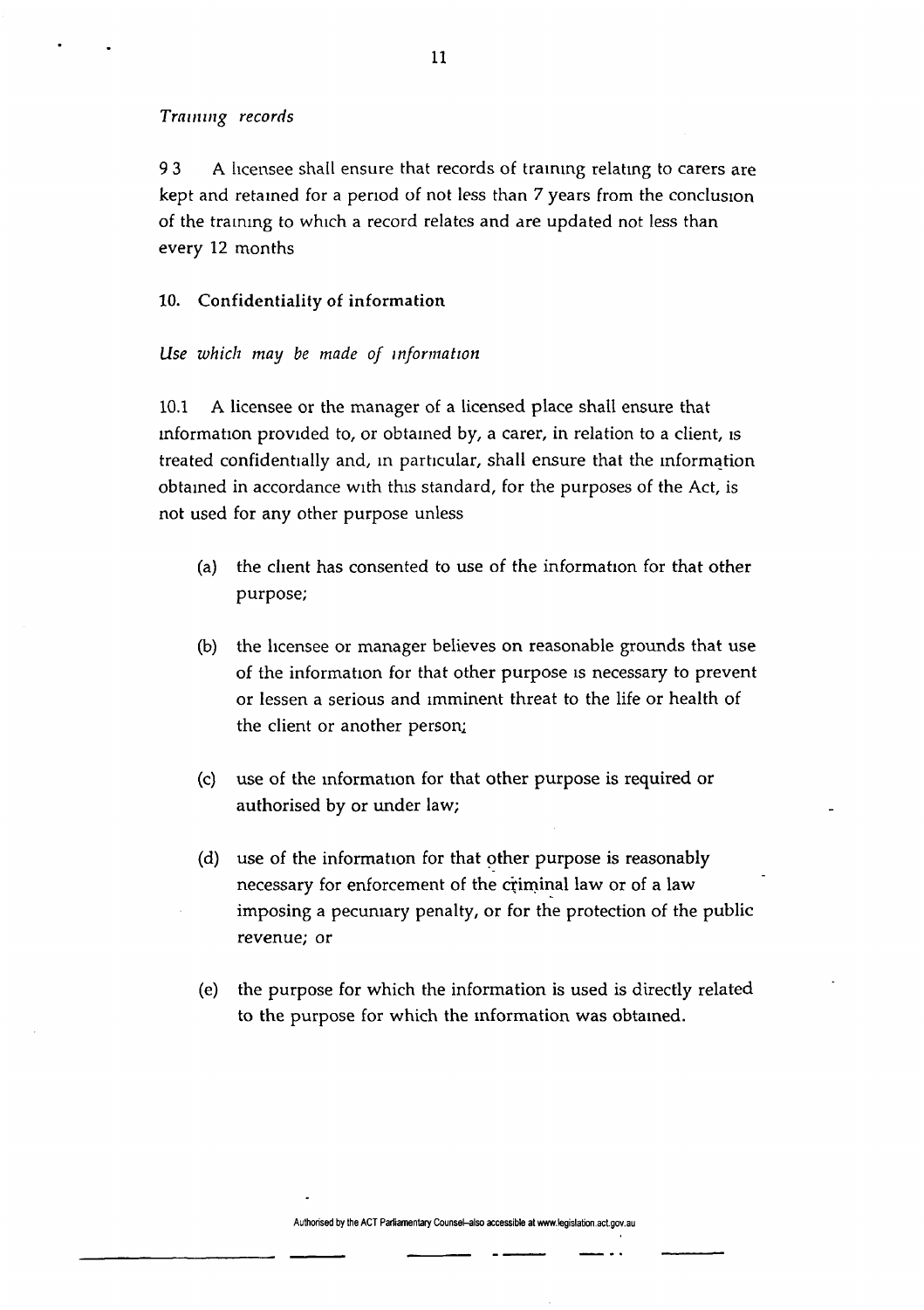*Training records*

9.3 A licensee shall ensure that records of training relating to carers are kept and retained for a period of not less than 7 years from the conclusion of the training to which a record relates and are updated not less than every 12 months

## 10. Confidentiality of information

*Use which may be made of information*

10.1 A licensee or the manager of a licensed place shall ensure that information provided to, or obtained by, a carer, in relation to a client, is treated confidentially and, in particular, shall ensure that the information obtained in accordance with this standard, for the purposes of the Act, is not used for any other purpose unless

(a) the client has consented to use of the information for that other purpose;

(b) the licensee or manager believes on reasonable grounds that use of the information for that other purpose is necessary to prevent or lessen a serious and imminent threat to the life or health of the client or another person;

(c) use of the information for that other purpose is required or authorised by or under law;

(d) use of the information for that other purpose is reasonably necessary for enforcement of the criminal law or of a law imposing a pecuniary penalty, or for the protection of the public revenue; or

(e) the purpose for which the information is used is directly related to the purpose for which the information was obtained.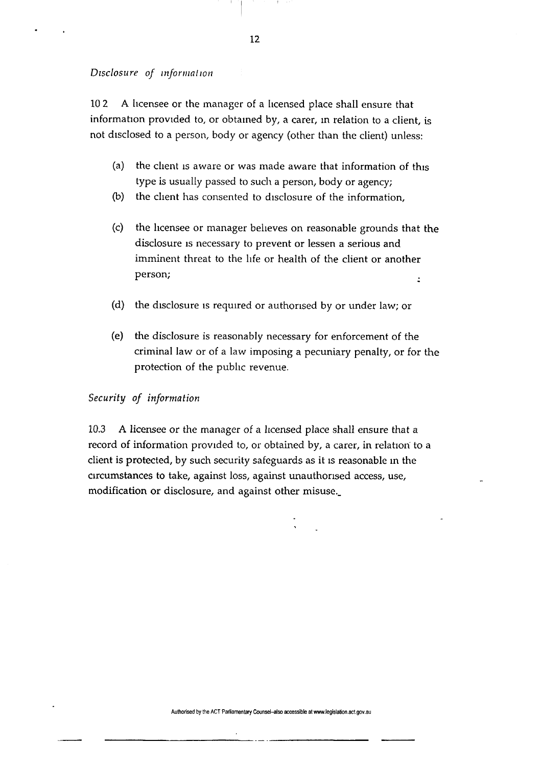*Disclosure of information*

10.2 A licensee or the manager of a licensed place shall ensure that information provided to, or obtained by, a carer, in relation to a client, is not disclosed to a person, body or agency (other than the client) unless:

(a) the client is aware or was made aware that information of this type is usually passed to such a person, body or agency;

(b) the client has consented to disclosure of the information,

(c) the licensee or manager believes on reasonable grounds that the disclosure is necessary to prevent or lessen a serious and imminent threat to the life or health of the client or another person;

(d) the disclosure is required or authorised by or under law; or

(e) the disclosure is reasonably necessary for enforcement of the criminal law or of a law imposing a pecuniary penalty, or for the protection of the public revenue.

*Security of information*

10.3 A licensee or the manager of a licensed place shall ensure that a record of information provided to, or obtained by, a carer, in relation to a client is protected, by such security safeguards as it is reasonable in the circumstances to take, against loss, against unauthorised access, use, modification or disclosure, and against other misuse.